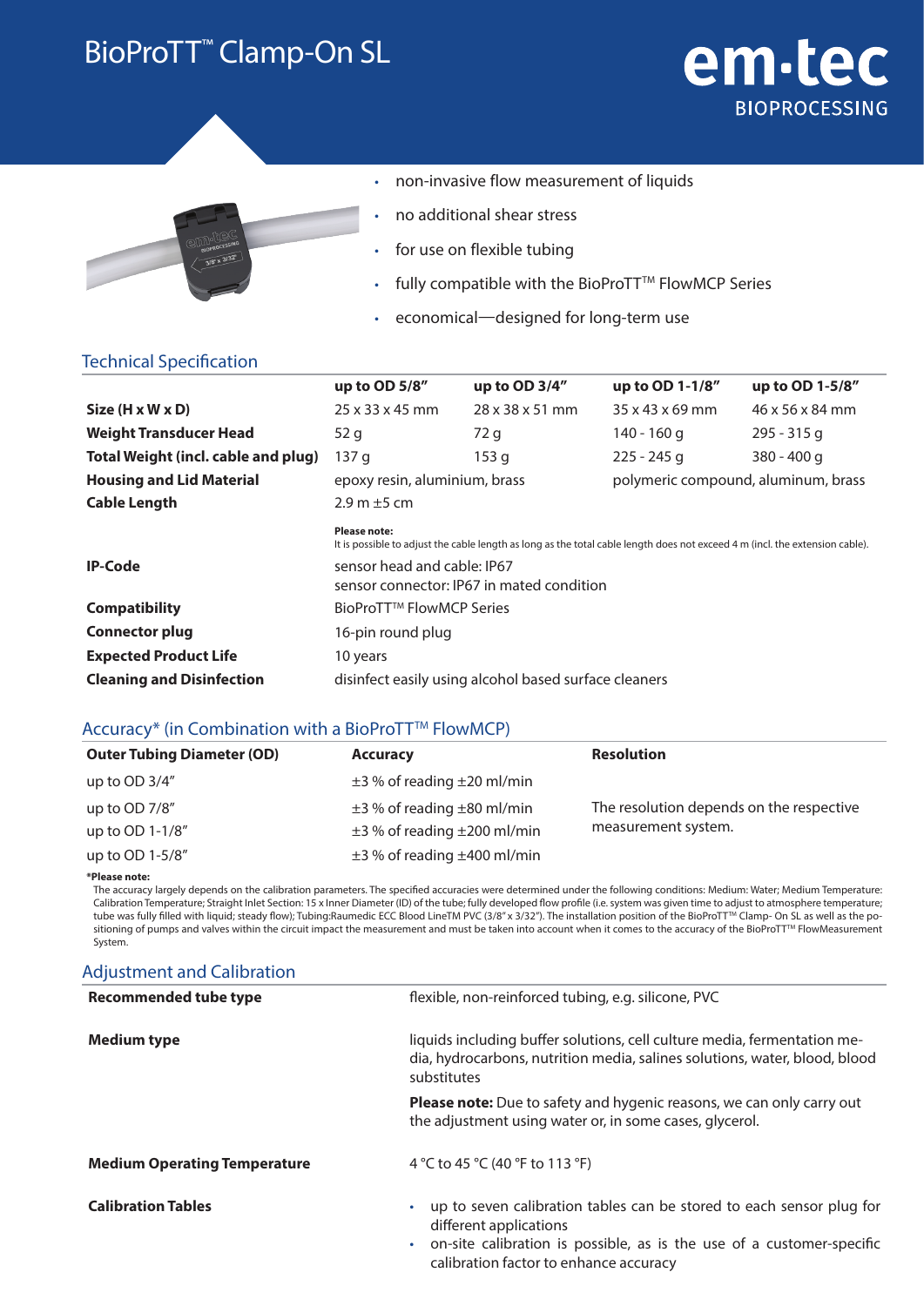# BioProTT™ Clamp-On SL

**em·tec**
BIOPROCESSING

- non-invasive flow measurement of liquids
- no additional shear stress
- for use on flexible tubing
- fully compatible with the BioProTT™ FlowMCP Series
- economical—designed for long-term use

## Technical Specification

| | up to OD 5/8" | up to OD 3/4" | up to OD 1-1/8" | up to OD 1-5/8" |
|---|---|---|---|---|
| **Size (H x W x D)** | 25 x 33 x 45 mm | 28 x 38 x 51 mm | 35 x 43 x 69 mm | 46 x 56 x 84 mm |
| **Weight Transducer Head** | 52 g | 72 g | 140 - 160 g | 295 - 315 g |
| **Total Weight (incl. cable and plug)** | 137 g | 153 g | 225 - 245 g | 380 - 400 g |
| **Housing and Lid Material** | epoxy resin, aluminium, brass | | polymeric compound, aluminum, brass | |
| **Cable Length** | 2.9 m ±5 cm | | | |

**Please note:**
It is possible to adjust the cable length as long as the total cable length does not exceed 4 m (incl. the extension cable).

| | |
|---|---|
| **IP-Code** | sensor head and cable: IP67<br>sensor connector: IP67 in mated condition |
| **Compatibility** | BioProTT™ FlowMCP Series |
| **Connector plug** | 16-pin round plug |
| **Expected Product Life** | 10 years |
| **Cleaning and Disinfection** | disinfect easily using alcohol based surface cleaners |

## Accuracy* (in Combination with a BioProTT™ FlowMCP)

| Outer Tubing Diameter (OD) | Accuracy | Resolution |
|---|---|---|
| up to OD 3/4" | ±3 % of reading ±20 ml/min | The resolution depends on the respective measurement system. |
| up to OD 7/8" | ±3 % of reading ±80 ml/min | |
| up to OD 1-1/8" | ±3 % of reading ±200 ml/min | |
| up to OD 1-5/8" | ±3 % of reading ±400 ml/min | |

***Please note:**
The accuracy largely depends on the calibration parameters. The specified accuracies were determined under the following conditions: Medium: Water; Medium Temperature: Calibration Temperature; Straight Inlet Section: 15 x Inner Diameter (ID) of the tube; fully developed flow profile (i.e. system was given time to adjust to atmosphere temperature; tube was fully filled with liquid; steady flow); Tubing:Raumedic ECC Blood LineTM PVC (3/8" x 3/32"). The installation position of the BioProTT™ Clamp- On SL as well as the positioning of pumps and valves within the circuit impact the measurement and must be taken into account when it comes to the accuracy of the BioProTT™ FlowMeasurement System.

## Adjustment and Calibration

| | |
|---|---|
| **Recommended tube type** | flexible, non-reinforced tubing, e.g. silicone, PVC |
| **Medium type** | liquids including buffer solutions, cell culture media, fermentation media, hydrocarbons, nutrition media, salines solutions, water, blood, blood substitutes<br><br>**Please note:** Due to safety and hygenic reasons, we can only carry out the adjustment using water or, in some cases, glycerol. |
| **Medium Operating Temperature** | 4 °C to 45 °C (40 °F to 113 °F) |
| **Calibration Tables** | • up to seven calibration tables can be stored to each sensor plug for different applications<br>• on-site calibration is possible, as is the use of a customer-specific calibration factor to enhance accuracy |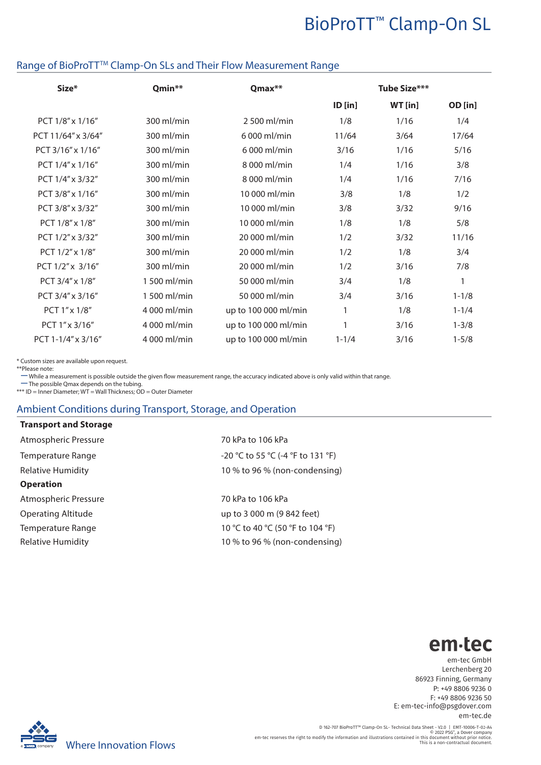# BioProTT™ Clamp-On SL

## Range of BioProTT™ Clamp-On SLs and Their Flow Measurement Range

| Size* | Qmin** | Qmax** | Tube Size*** | | |
|---|---|---|---|---|---|
| | | | ID [in] | WT [in] | OD [in] |
| PCT 1/8" x 1/16" | 300 ml/min | 2 500 ml/min | 1/8 | 1/16 | 1/4 |
| PCT 11/64" x 3/64" | 300 ml/min | 6 000 ml/min | 11/64 | 3/64 | 17/64 |
| PCT 3/16" x 1/16" | 300 ml/min | 6 000 ml/min | 3/16 | 1/16 | 5/16 |
| PCT 1/4" x 1/16" | 300 ml/min | 8 000 ml/min | 1/4 | 1/16 | 3/8 |
| PCT 1/4" x 3/32" | 300 ml/min | 8 000 ml/min | 1/4 | 1/16 | 7/16 |
| PCT 3/8" x 1/16" | 300 ml/min | 10 000 ml/min | 3/8 | 1/8 | 1/2 |
| PCT 3/8" x 3/32" | 300 ml/min | 10 000 ml/min | 3/8 | 3/32 | 9/16 |
| PCT 1/8" x 1/8" | 300 ml/min | 10 000 ml/min | 1/8 | 1/8 | 5/8 |
| PCT 1/2" x 3/32" | 300 ml/min | 20 000 ml/min | 1/2 | 3/32 | 11/16 |
| PCT 1/2" x 1/8" | 300 ml/min | 20 000 ml/min | 1/2 | 1/8 | 3/4 |
| PCT 1/2" x 3/16" | 300 ml/min | 20 000 ml/min | 1/2 | 3/16 | 7/8 |
| PCT 3/4" x 1/8" | 1 500 ml/min | 50 000 ml/min | 3/4 | 1/8 | 1 |
| PCT 3/4" x 3/16" | 1 500 ml/min | 50 000 ml/min | 3/4 | 3/16 | 1-1/8 |
| PCT 1" x 1/8" | 4 000 ml/min | up to 100 000 ml/min | 1 | 1/8 | 1-1/4 |
| PCT 1" x 3/16" | 4 000 ml/min | up to 100 000 ml/min | 1 | 3/16 | 1-3/8 |
| PCT 1-1/4" x 3/16" | 4 000 ml/min | up to 100 000 ml/min | 1-1/4 | 3/16 | 1-5/8 |

\* Custom sizes are available upon request.
**Please note:
— While a measurement is possible outside the given flow measurement range, the accuracy indicated above is only valid within that range.
— The possible Qmax depends on the tubing.
*** ID = Inner Diameter; WT = Wall Thickness; OD = Outer Diameter

## Ambient Conditions during Transport, Storage, and Operation

| | |
|---|---|
| **Transport and Storage** | |
| Atmospheric Pressure | 70 kPa to 106 kPa |
| Temperature Range | -20 °C to 55 °C (-4 °F to 131 °F) |
| Relative Humidity | 10 % to 96 % (non-condensing) |
| **Operation** | |
| Atmospheric Pressure | 70 kPa to 106 kPa |
| Operating Altitude | up to 3 000 m (9 842 feet) |
| Temperature Range | 10 °C to 40 °C (50 °F to 104 °F) |
| Relative Humidity | 10 % to 96 % (non-condensing) |

em·tec

em-tec GmbH
Lerchenberg 20
86923 Finning, Germany
P: +49 8806 9236 0
F: +49 8806 9236 50
E: em-tec-info@psgdover.com
em-tec.de

D 162-707 BioProTT™ Clamp-On SL- Technical Data Sheet - V2.0 | EMT-10006-T-02-A4
© 2022 PSG®, a Dover company
em-tec reserves the right to modify the information and illustrations contained in this document without prior notice.
This is a non-contractual document.

PSG a Dover company

Where Innovation Flows